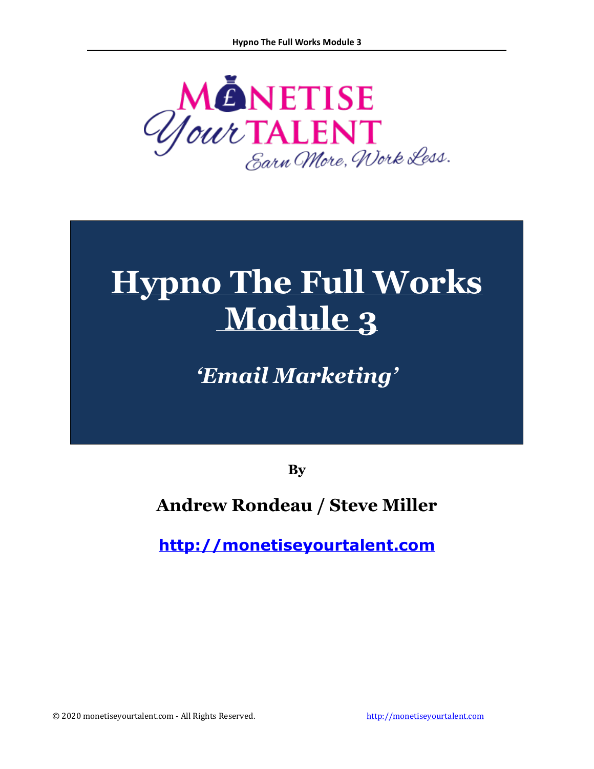MONETISE Your TALENT

Earn More, Work Less.

# Hypno The Full Works Module 3

## *'Email Marketing'*

**By**

**Andrew Rondeau / Steve Miller**

**http://monetiseyourtalent.com**

© 2020 monetiseyourtalent.com - All Rights Reserved.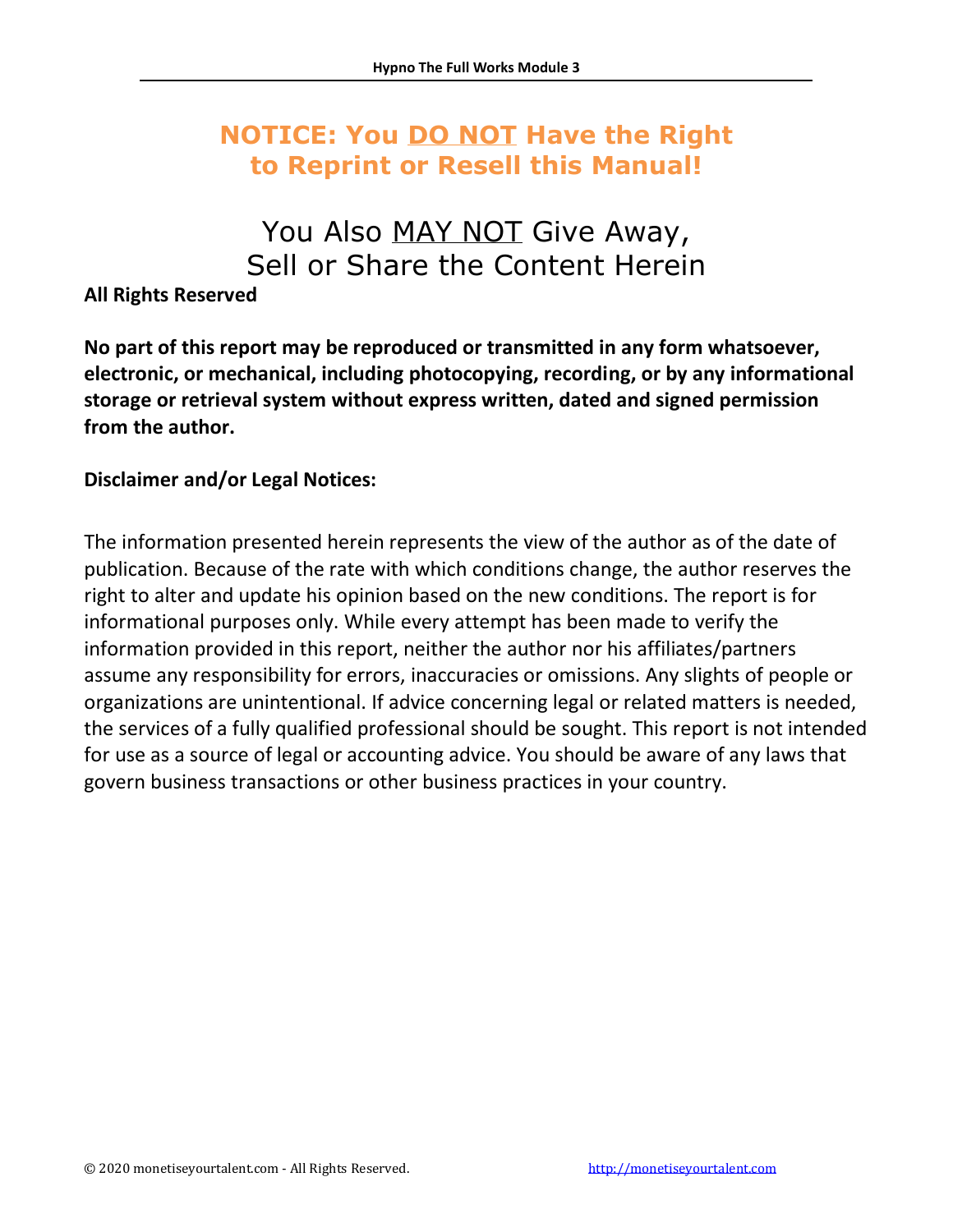# NOTICE: You DO NOT Have the Right to Reprint or Resell this Manual!

## You Also MAY NOT Give Away, Sell or Share the Content Herein

**All Rights Reserved**

**No part of this report may be reproduced or transmitted in any form whatsoever, electronic, or mechanical, including photocopying, recording, or by any informational storage or retrieval system without express written, dated and signed permission from the author.**

**Disclaimer and/or Legal Notices:**

The information presented herein represents the view of the author as of the date of publication. Because of the rate with which conditions change, the author reserves the right to alter and update his opinion based on the new conditions. The report is for informational purposes only. While every attempt has been made to verify the information provided in this report, neither the author nor his affiliates/partners assume any responsibility for errors, inaccuracies or omissions. Any slights of people or organizations are unintentional. If advice concerning legal or related matters is needed, the services of a fully qualified professional should be sought. This report is not intended for use as a source of legal or accounting advice. You should be aware of any laws that govern business transactions or other business practices in your country.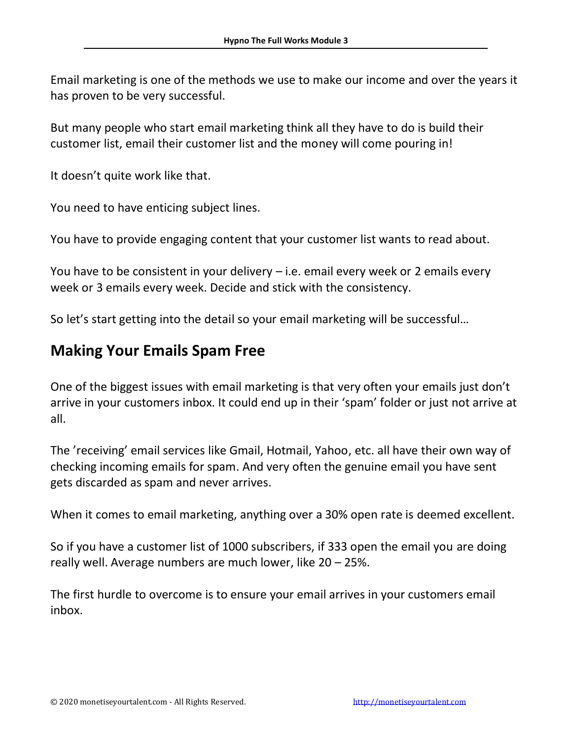Email marketing is one of the methods we use to make our income and over the years it has proven to be very successful.

But many people who start email marketing think all they have to do is build their customer list, email their customer list and the money will come pouring in!

It doesn't quite work like that.

You need to have enticing subject lines.

You have to provide engaging content that your customer list wants to read about.

You have to be consistent in your delivery – i.e. email every week or 2 emails every week or 3 emails every week. Decide and stick with the consistency.

So let's start getting into the detail so your email marketing will be successful…

## Making Your Emails Spam Free

One of the biggest issues with email marketing is that very often your emails just don't arrive in your customers inbox. It could end up in their 'spam' folder or just not arrive at all.

The 'receiving' email services like Gmail, Hotmail, Yahoo, etc. all have their own way of checking incoming emails for spam. And very often the genuine email you have sent gets discarded as spam and never arrives.

When it comes to email marketing, anything over a 30% open rate is deemed excellent.

So if you have a customer list of 1000 subscribers, if 333 open the email you are doing really well. Average numbers are much lower, like 20 – 25%.

The first hurdle to overcome is to ensure your email arrives in your customers email inbox.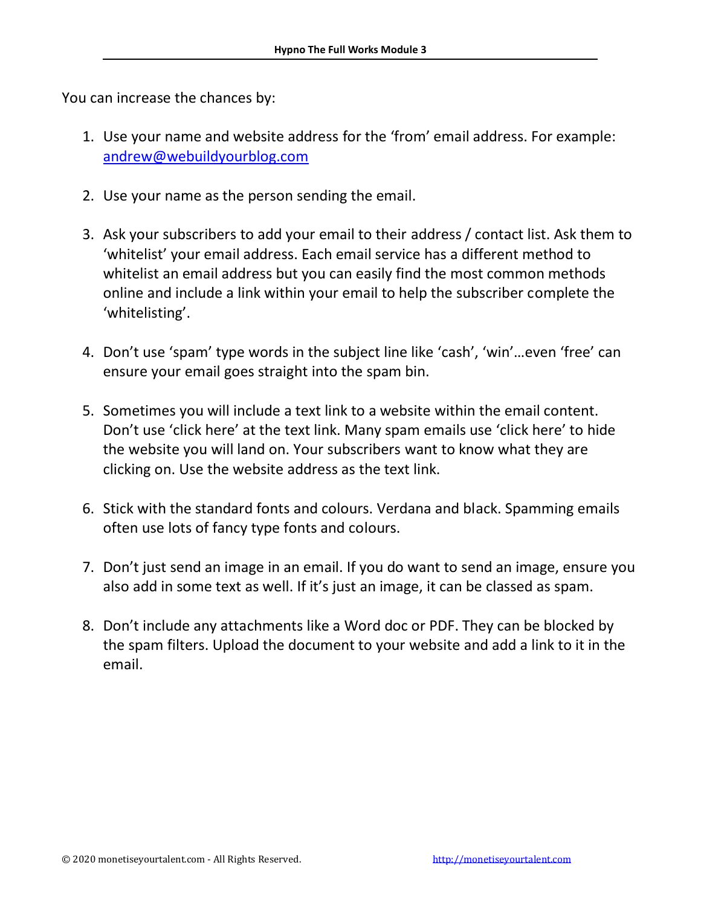You can increase the chances by:

1. Use your name and website address for the 'from' email address. For example: andrew@webuildyourblog.com

2. Use your name as the person sending the email.

3. Ask your subscribers to add your email to their address / contact list. Ask them to 'whitelist' your email address. Each email service has a different method to whitelist an email address but you can easily find the most common methods online and include a link within your email to help the subscriber complete the 'whitelisting'.

4. Don't use 'spam' type words in the subject line like 'cash', 'win'…even 'free' can ensure your email goes straight into the spam bin.

5. Sometimes you will include a text link to a website within the email content. Don't use 'click here' at the text link. Many spam emails use 'click here' to hide the website you will land on. Your subscribers want to know what they are clicking on. Use the website address as the text link.

6. Stick with the standard fonts and colours. Verdana and black. Spamming emails often use lots of fancy type fonts and colours.

7. Don't just send an image in an email. If you do want to send an image, ensure you also add in some text as well. If it's just an image, it can be classed as spam.

8. Don't include any attachments like a Word doc or PDF. They can be blocked by the spam filters. Upload the document to your website and add a link to it in the email.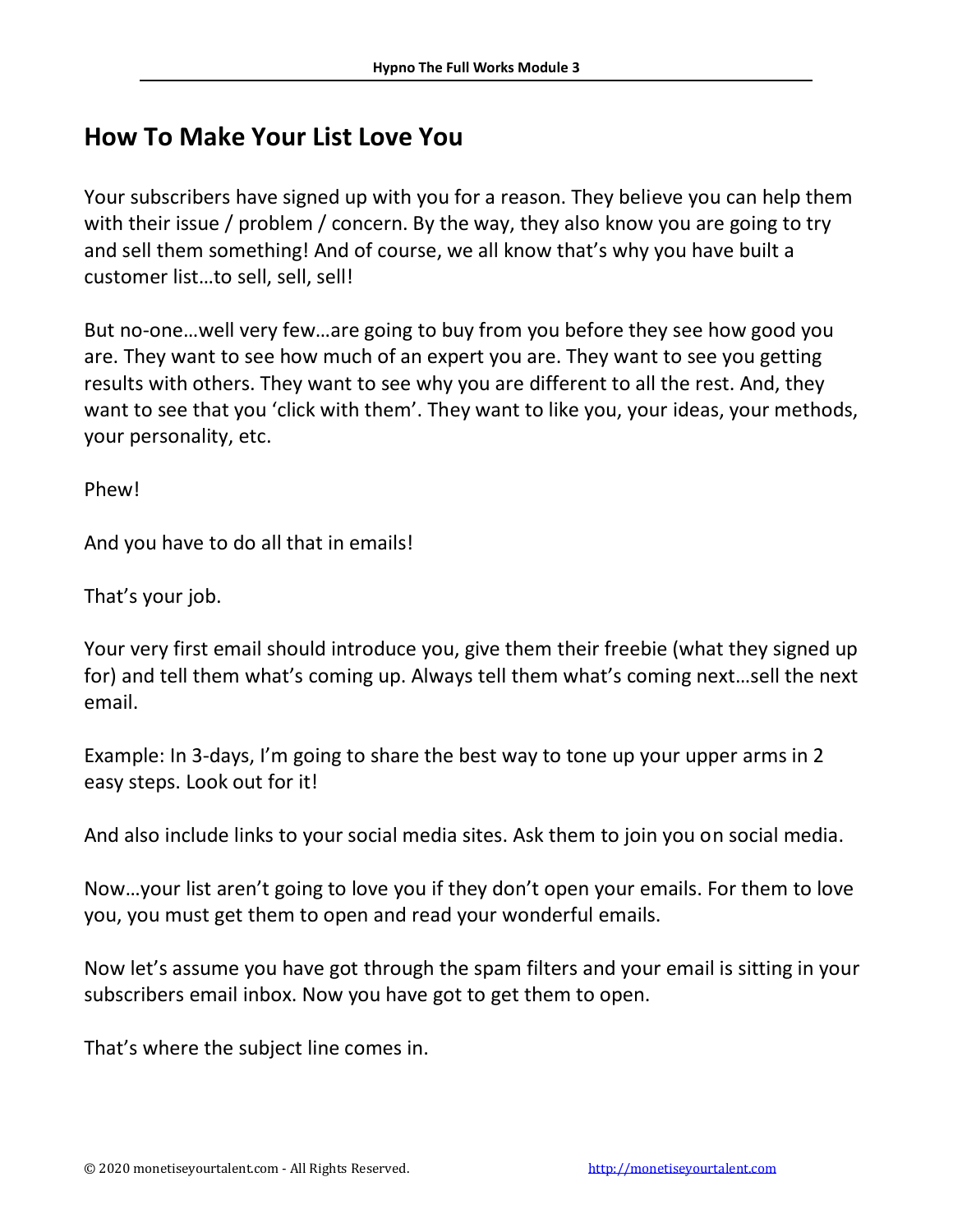## How To Make Your List Love You

Your subscribers have signed up with you for a reason. They believe you can help them with their issue / problem / concern. By the way, they also know you are going to try and sell them something! And of course, we all know that's why you have built a customer list…to sell, sell, sell!

But no-one…well very few…are going to buy from you before they see how good you are. They want to see how much of an expert you are. They want to see you getting results with others. They want to see why you are different to all the rest. And, they want to see that you 'click with them'. They want to like you, your ideas, your methods, your personality, etc.

Phew!

And you have to do all that in emails!

That's your job.

Your very first email should introduce you, give them their freebie (what they signed up for) and tell them what's coming up. Always tell them what's coming next…sell the next email.

Example: In 3-days, I'm going to share the best way to tone up your upper arms in 2 easy steps. Look out for it!

And also include links to your social media sites. Ask them to join you on social media.

Now…your list aren't going to love you if they don't open your emails. For them to love you, you must get them to open and read your wonderful emails.

Now let's assume you have got through the spam filters and your email is sitting in your subscribers email inbox. Now you have got to get them to open.

That's where the subject line comes in.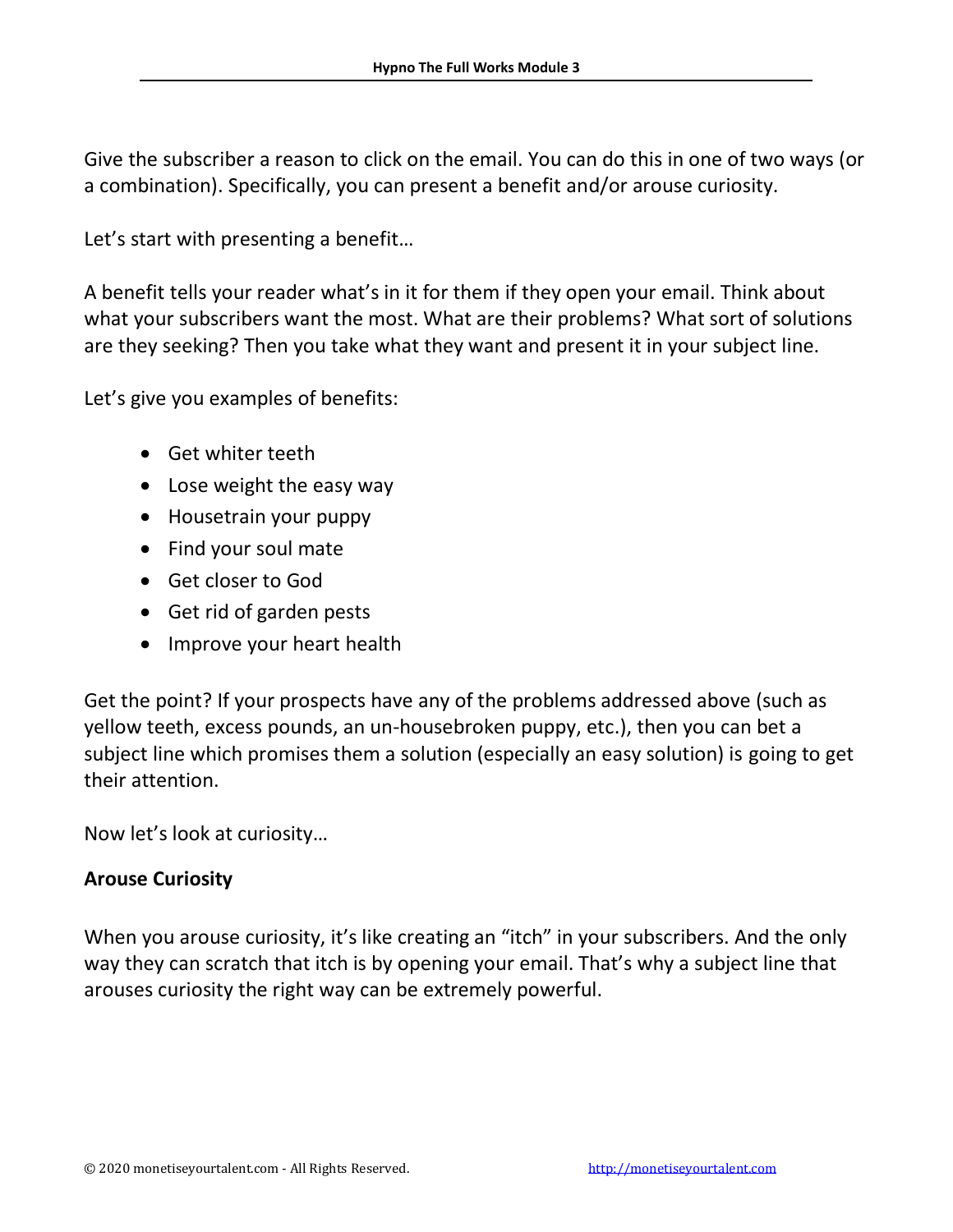Give the subscriber a reason to click on the email. You can do this in one of two ways (or a combination). Specifically, you can present a benefit and/or arouse curiosity.

Let's start with presenting a benefit…

A benefit tells your reader what's in it for them if they open your email. Think about what your subscribers want the most. What are their problems? What sort of solutions are they seeking? Then you take what they want and present it in your subject line.

Let's give you examples of benefits:

- Get whiter teeth
- Lose weight the easy way
- Housetrain your puppy
- Find your soul mate
- Get closer to God
- Get rid of garden pests
- Improve your heart health

Get the point? If your prospects have any of the problems addressed above (such as yellow teeth, excess pounds, an un-housebroken puppy, etc.), then you can bet a subject line which promises them a solution (especially an easy solution) is going to get their attention.

Now let's look at curiosity…

**Arouse Curiosity**

When you arouse curiosity, it's like creating an "itch" in your subscribers. And the only way they can scratch that itch is by opening your email. That's why a subject line that arouses curiosity the right way can be extremely powerful.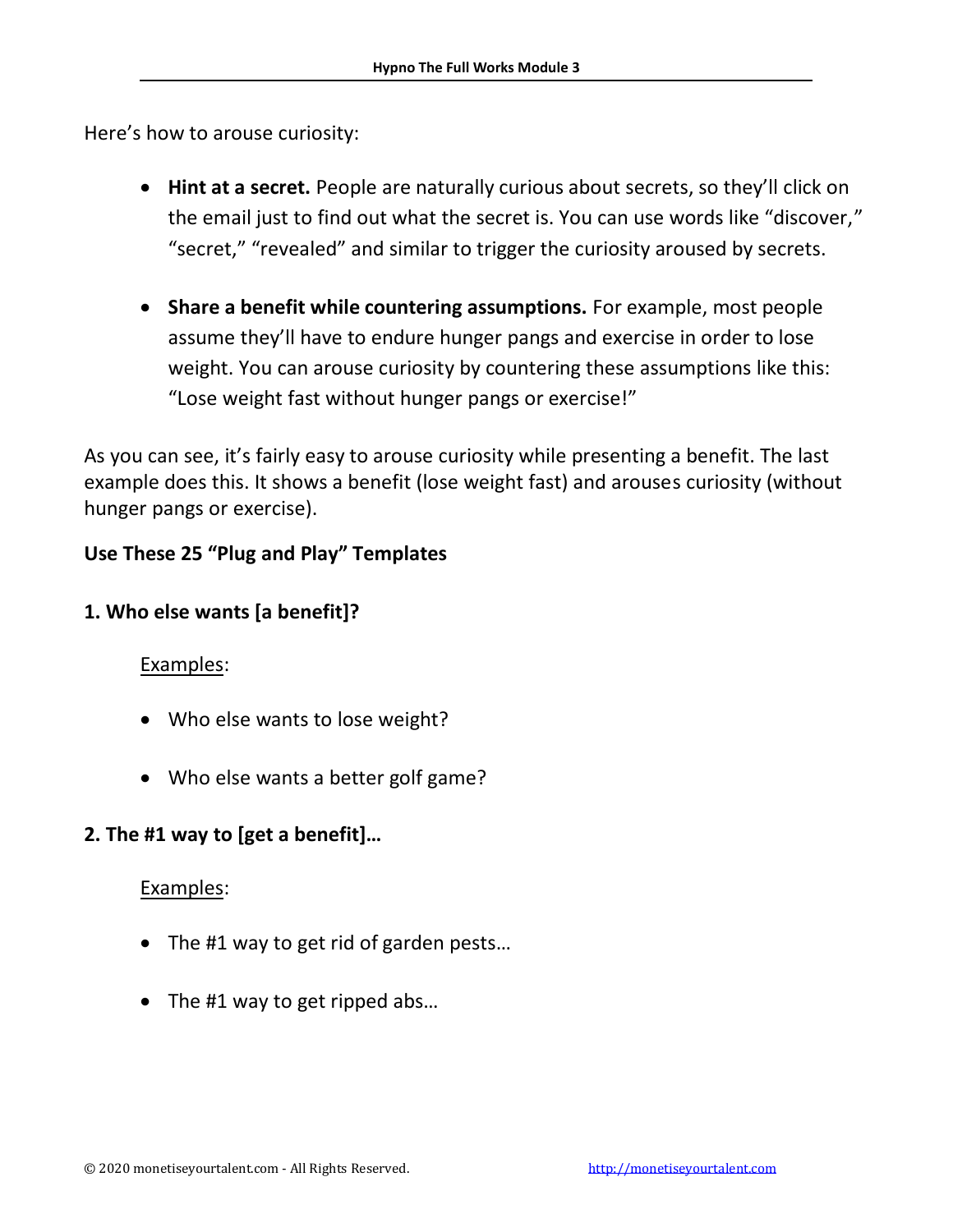Here's how to arouse curiosity:

- **Hint at a secret.** People are naturally curious about secrets, so they'll click on the email just to find out what the secret is. You can use words like "discover," "secret," "revealed" and similar to trigger the curiosity aroused by secrets.

- **Share a benefit while countering assumptions.** For example, most people assume they'll have to endure hunger pangs and exercise in order to lose weight. You can arouse curiosity by countering these assumptions like this: "Lose weight fast without hunger pangs or exercise!"

As you can see, it's fairly easy to arouse curiosity while presenting a benefit. The last example does this. It shows a benefit (lose weight fast) and arouses curiosity (without hunger pangs or exercise).

**Use These 25 "Plug and Play" Templates**

**1. Who else wants [a benefit]?**

Examples:

- Who else wants to lose weight?

- Who else wants a better golf game?

**2. The #1 way to [get a benefit]…**

Examples:

- The #1 way to get rid of garden pests…

- The #1 way to get ripped abs…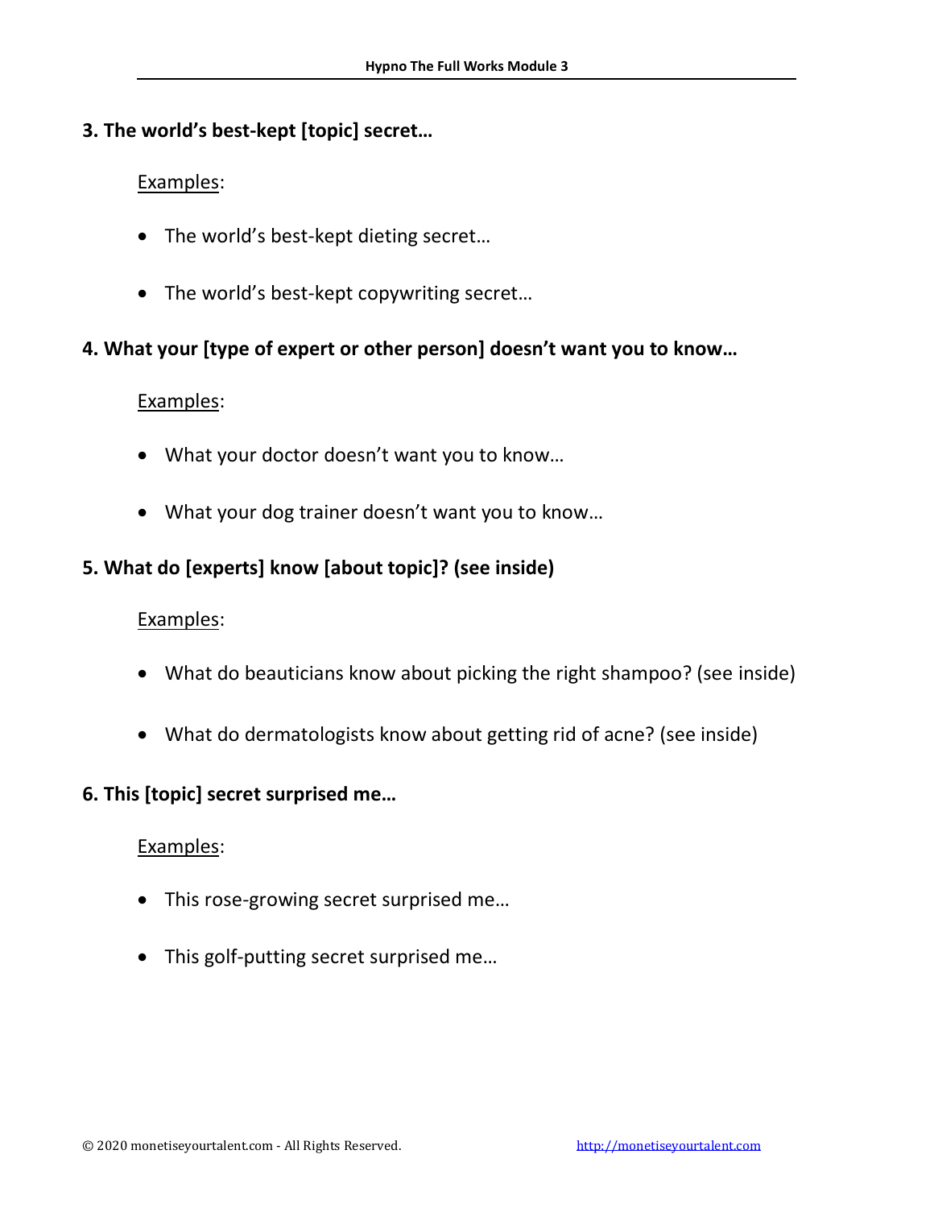**3. The world's best-kept [topic] secret…**

Examples:

- The world's best-kept dieting secret…
- The world's best-kept copywriting secret…

**4. What your [type of expert or other person] doesn't want you to know…**

Examples:

- What your doctor doesn't want you to know…
- What your dog trainer doesn't want you to know…

**5. What do [experts] know [about topic]? (see inside)**

Examples:

- What do beauticians know about picking the right shampoo? (see inside)
- What do dermatologists know about getting rid of acne? (see inside)

**6. This [topic] secret surprised me…**

Examples:

- This rose-growing secret surprised me…
- This golf-putting secret surprised me…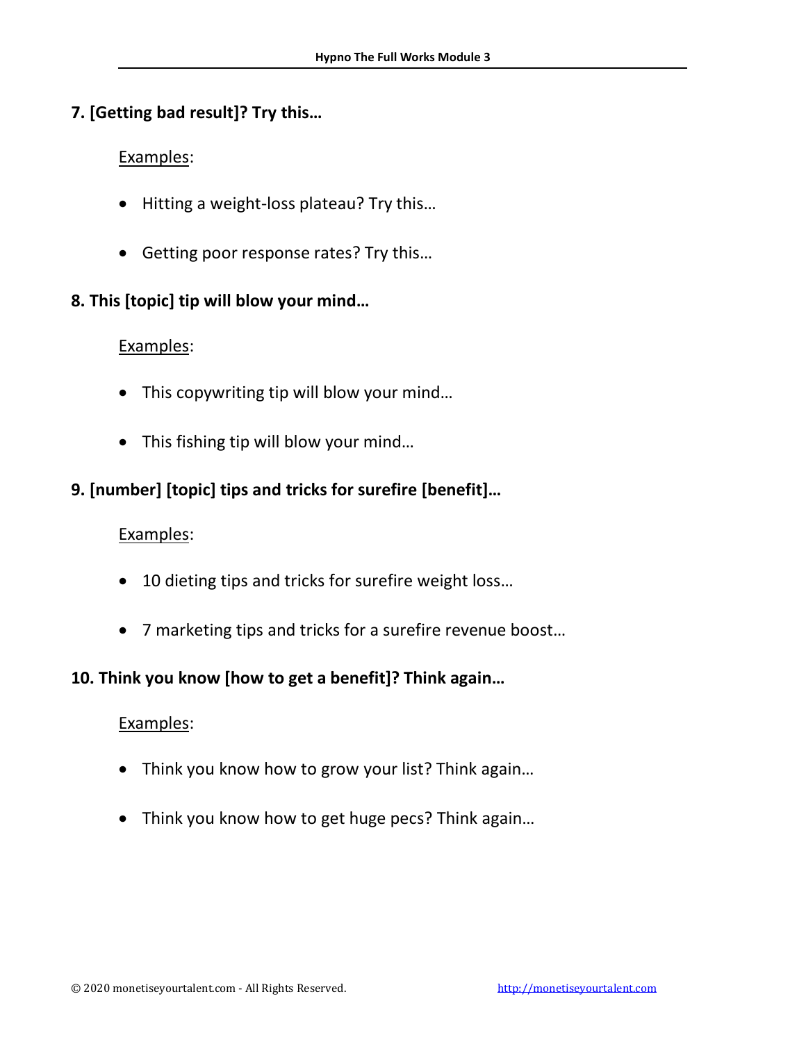**7. [Getting bad result]? Try this…**

Examples:

- Hitting a weight-loss plateau? Try this…
- Getting poor response rates? Try this…

**8. This [topic] tip will blow your mind…**

Examples:

- This copywriting tip will blow your mind…
- This fishing tip will blow your mind…

**9. [number] [topic] tips and tricks for surefire [benefit]…**

Examples:

- 10 dieting tips and tricks for surefire weight loss…
- 7 marketing tips and tricks for a surefire revenue boost…

**10. Think you know [how to get a benefit]? Think again…**

Examples:

- Think you know how to grow your list? Think again…
- Think you know how to get huge pecs? Think again…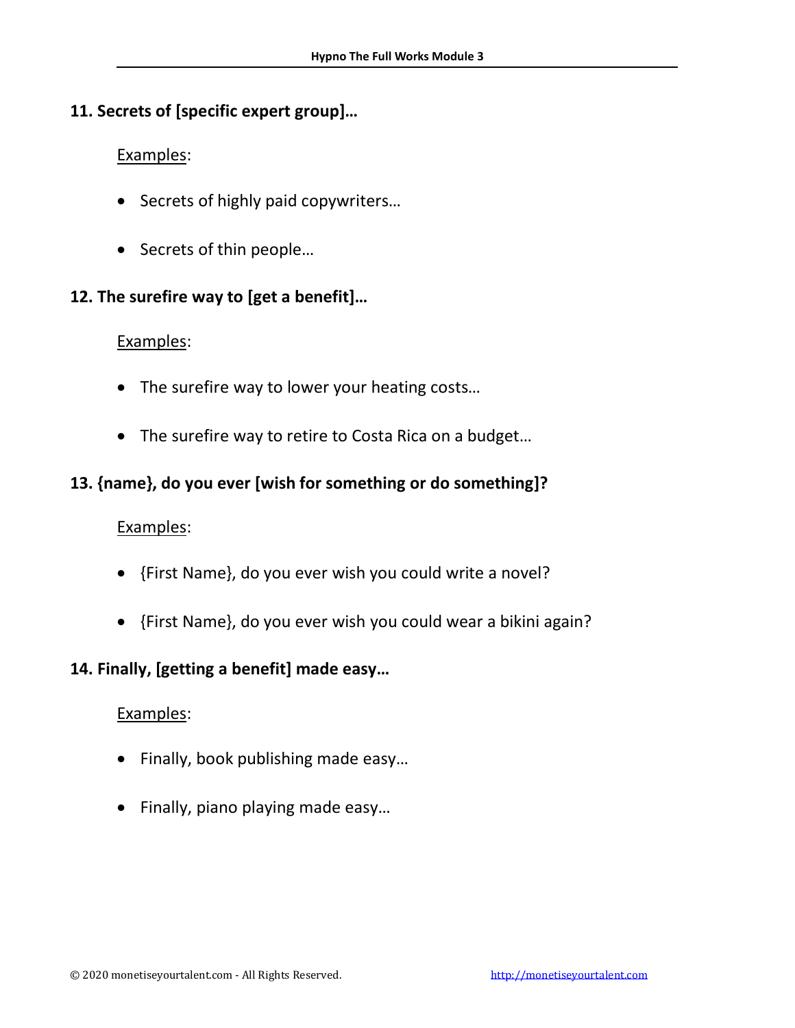**11. Secrets of [specific expert group]…**

Examples:

- Secrets of highly paid copywriters…
- Secrets of thin people…

**12. The surefire way to [get a benefit]…**

Examples:

- The surefire way to lower your heating costs…
- The surefire way to retire to Costa Rica on a budget…

**13. {name}, do you ever [wish for something or do something]?**

Examples:

- {First Name}, do you ever wish you could write a novel?
- {First Name}, do you ever wish you could wear a bikini again?

**14. Finally, [getting a benefit] made easy…**

Examples:

- Finally, book publishing made easy…
- Finally, piano playing made easy…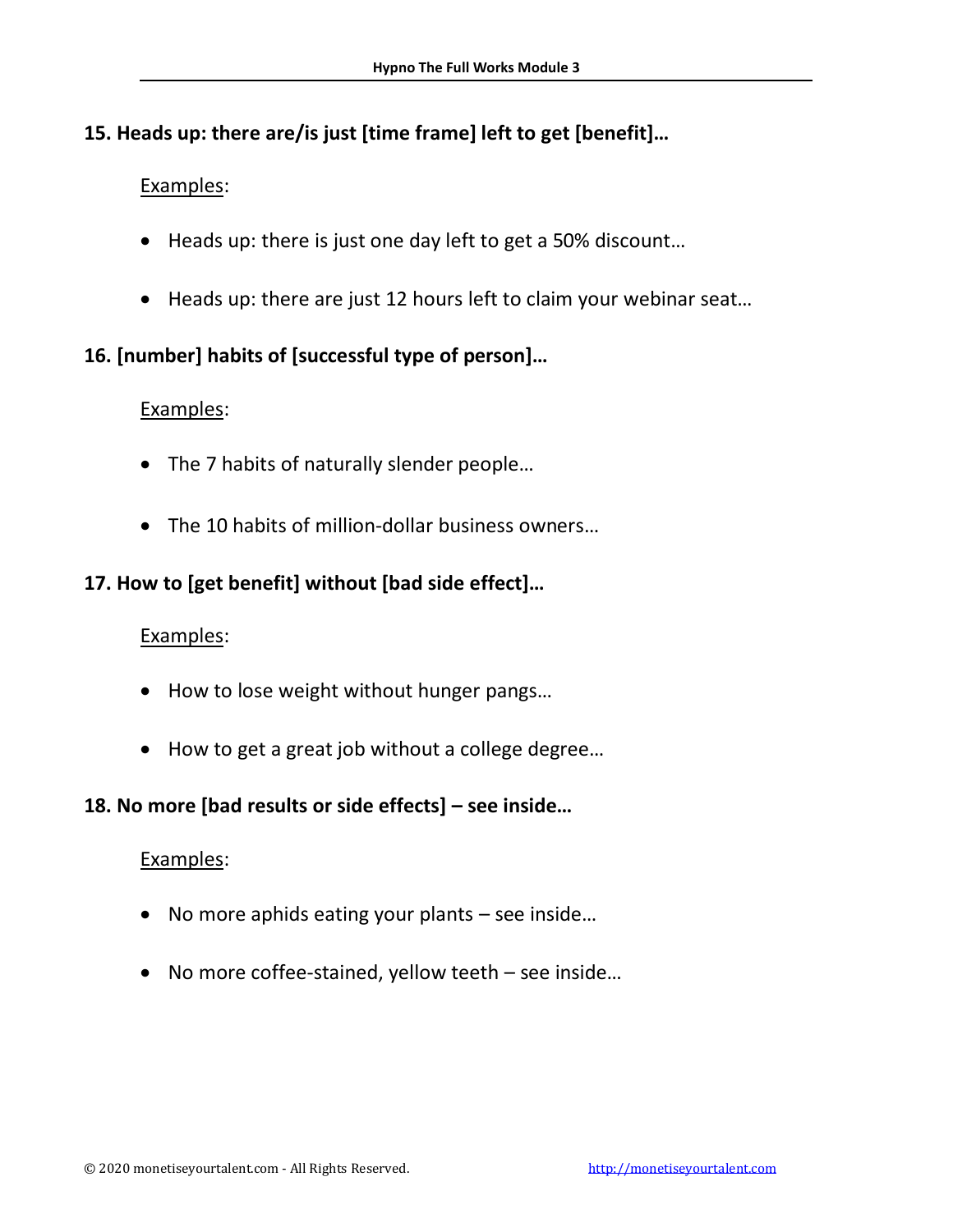**15. Heads up: there are/is just [time frame] left to get [benefit]…**

Examples:

- Heads up: there is just one day left to get a 50% discount…
- Heads up: there are just 12 hours left to claim your webinar seat…

**16. [number] habits of [successful type of person]…**

Examples:

- The 7 habits of naturally slender people…
- The 10 habits of million-dollar business owners…

**17. How to [get benefit] without [bad side effect]…**

Examples:

- How to lose weight without hunger pangs…
- How to get a great job without a college degree…

**18. No more [bad results or side effects] – see inside…**

Examples:

- No more aphids eating your plants – see inside…
- No more coffee-stained, yellow teeth – see inside…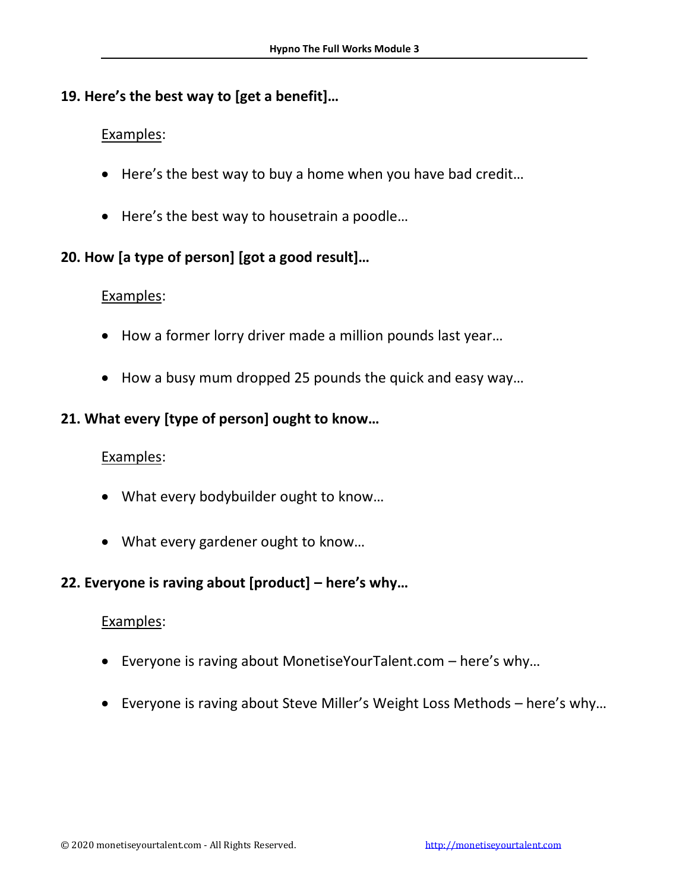**19. Here's the best way to [get a benefit]…**

Examples:

- Here's the best way to buy a home when you have bad credit…
- Here's the best way to housetrain a poodle…

**20. How [a type of person] [got a good result]…**

Examples:

- How a former lorry driver made a million pounds last year…
- How a busy mum dropped 25 pounds the quick and easy way…

**21. What every [type of person] ought to know…**

Examples:

- What every bodybuilder ought to know…
- What every gardener ought to know…

**22. Everyone is raving about [product] – here's why…**

Examples:

- Everyone is raving about MonetiseYourTalent.com – here's why…
- Everyone is raving about Steve Miller's Weight Loss Methods – here's why…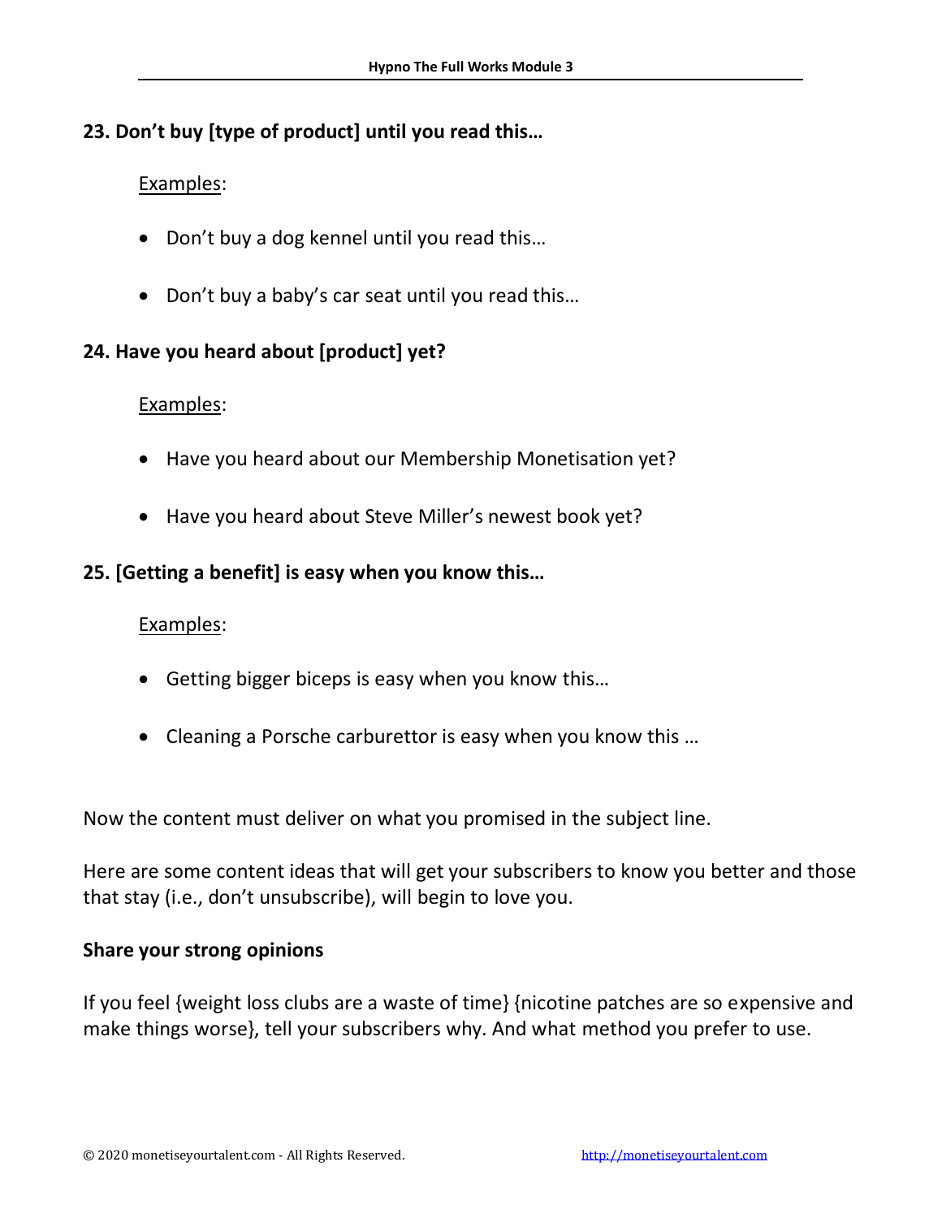**23. Don't buy [type of product] until you read this…**

Examples:

- Don't buy a dog kennel until you read this…
- Don't buy a baby's car seat until you read this…

**24. Have you heard about [product] yet?**

Examples:

- Have you heard about our Membership Monetisation yet?
- Have you heard about Steve Miller's newest book yet?

**25. [Getting a benefit] is easy when you know this…**

Examples:

- Getting bigger biceps is easy when you know this…
- Cleaning a Porsche carburettor is easy when you know this …

Now the content must deliver on what you promised in the subject line.

Here are some content ideas that will get your subscribers to know you better and those that stay (i.e., don't unsubscribe), will begin to love you.

**Share your strong opinions**

If you feel {weight loss clubs are a waste of time} {nicotine patches are so expensive and make things worse}, tell your subscribers why. And what method you prefer to use.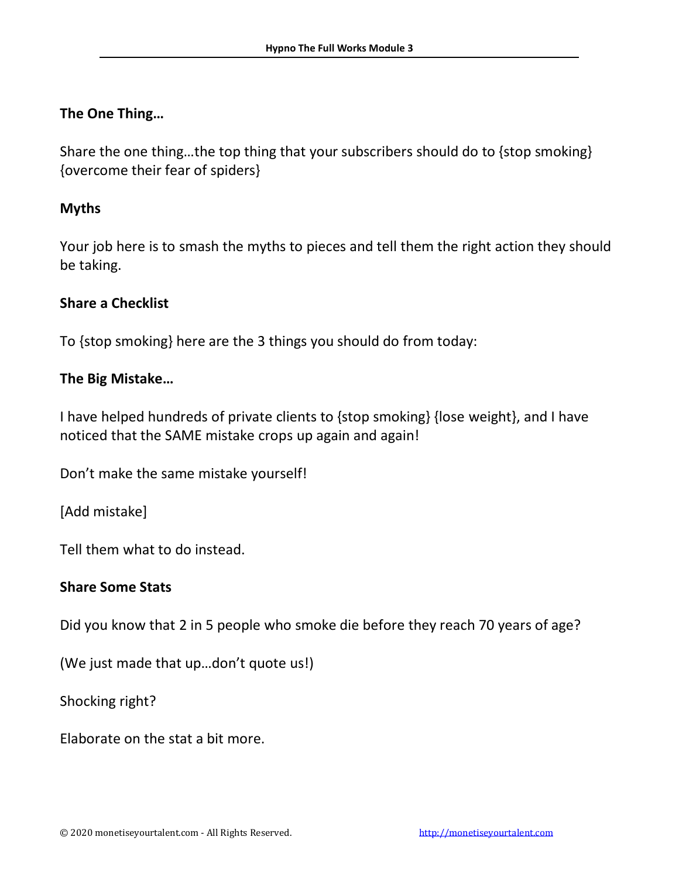**The One Thing…**

Share the one thing…the top thing that your subscribers should do to {stop smoking} {overcome their fear of spiders}

**Myths**

Your job here is to smash the myths to pieces and tell them the right action they should be taking.

**Share a Checklist**

To {stop smoking} here are the 3 things you should do from today:

**The Big Mistake…**

I have helped hundreds of private clients to {stop smoking} {lose weight}, and I have noticed that the SAME mistake crops up again and again!

Don't make the same mistake yourself!

[Add mistake]

Tell them what to do instead.

**Share Some Stats**

Did you know that 2 in 5 people who smoke die before they reach 70 years of age?

(We just made that up…don't quote us!)

Shocking right?

Elaborate on the stat a bit more.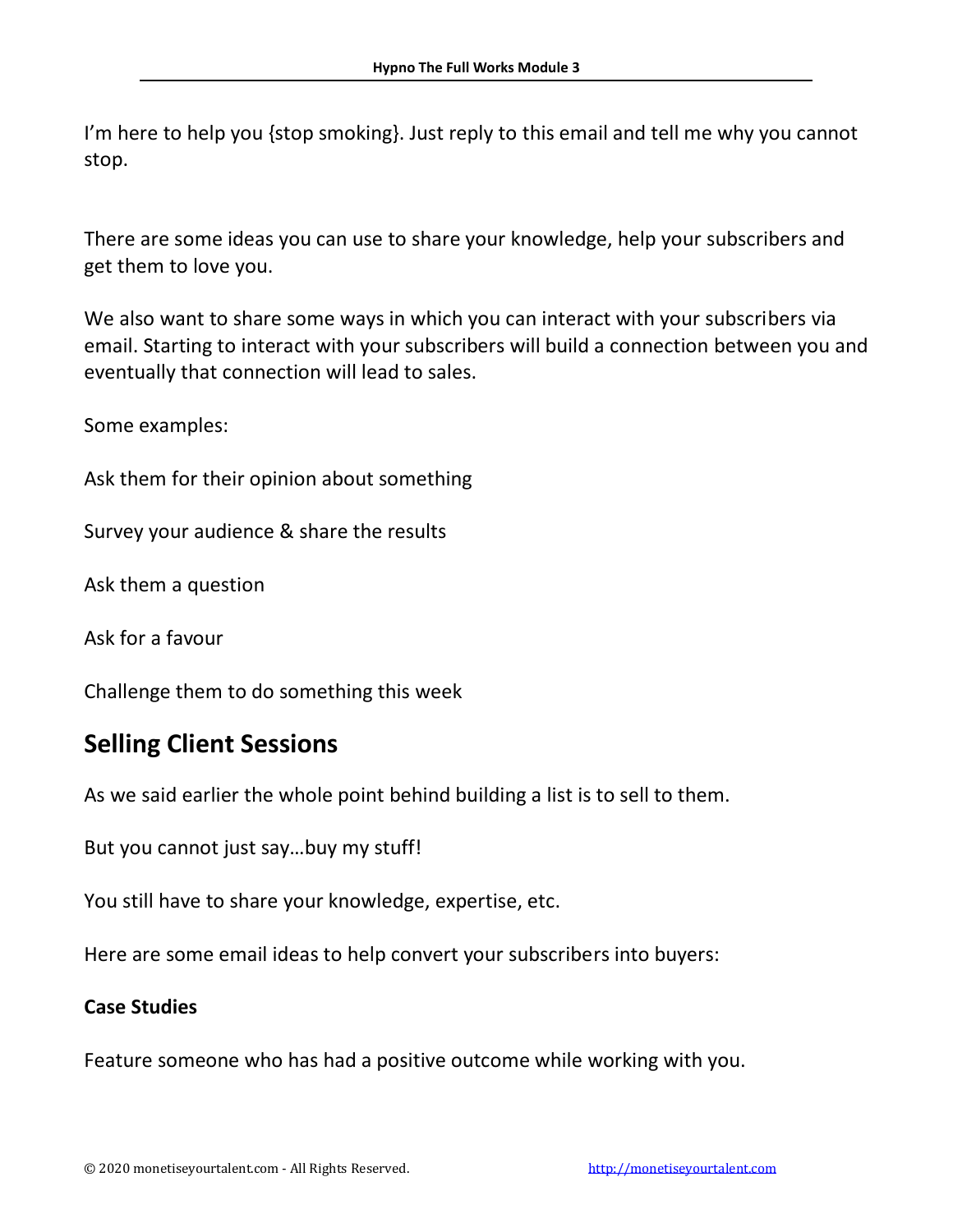I'm here to help you {stop smoking}. Just reply to this email and tell me why you cannot stop.

There are some ideas you can use to share your knowledge, help your subscribers and get them to love you.

We also want to share some ways in which you can interact with your subscribers via email. Starting to interact with your subscribers will build a connection between you and eventually that connection will lead to sales.

Some examples:

Ask them for their opinion about something

Survey your audience & share the results

Ask them a question

Ask for a favour

Challenge them to do something this week

## Selling Client Sessions

As we said earlier the whole point behind building a list is to sell to them.

But you cannot just say…buy my stuff!

You still have to share your knowledge, expertise, etc.

Here are some email ideas to help convert your subscribers into buyers:

**Case Studies**

Feature someone who has had a positive outcome while working with you.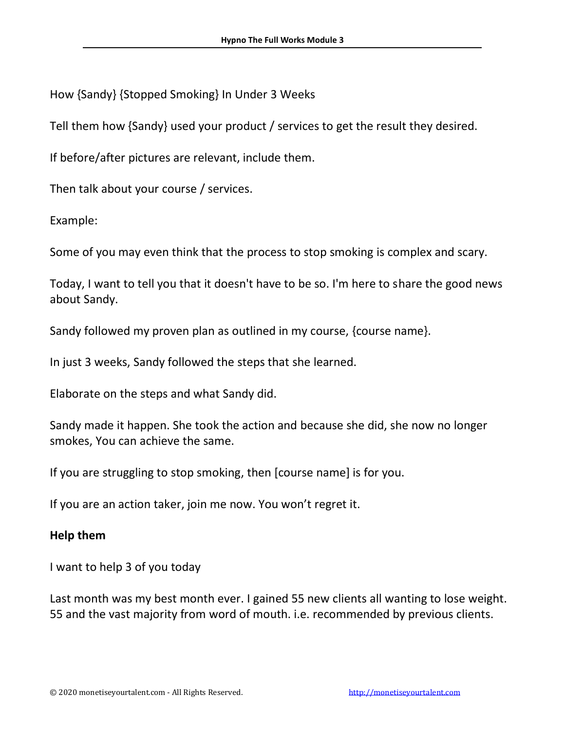How {Sandy} {Stopped Smoking} In Under 3 Weeks

Tell them how {Sandy} used your product / services to get the result they desired.

If before/after pictures are relevant, include them.

Then talk about your course / services.

Example:

Some of you may even think that the process to stop smoking is complex and scary.

Today, I want to tell you that it doesn't have to be so. I'm here to share the good news about Sandy.

Sandy followed my proven plan as outlined in my course, {course name}.

In just 3 weeks, Sandy followed the steps that she learned.

Elaborate on the steps and what Sandy did.

Sandy made it happen. She took the action and because she did, she now no longer smokes, You can achieve the same.

If you are struggling to stop smoking, then [course name] is for you.

If you are an action taker, join me now. You won't regret it.

**Help them**

I want to help 3 of you today

Last month was my best month ever. I gained 55 new clients all wanting to lose weight. 55 and the vast majority from word of mouth. i.e. recommended by previous clients.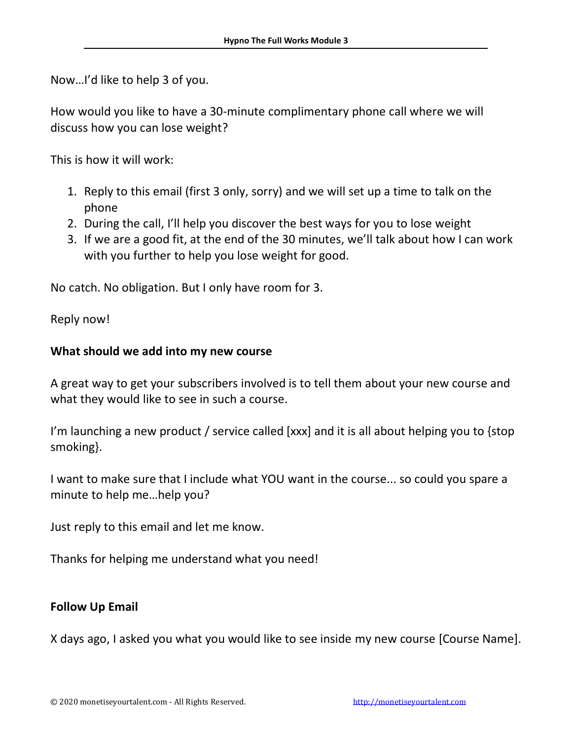Now…I'd like to help 3 of you.

How would you like to have a 30-minute complimentary phone call where we will discuss how you can lose weight?

This is how it will work:

1. Reply to this email (first 3 only, sorry) and we will set up a time to talk on the phone
2. During the call, I'll help you discover the best ways for you to lose weight
3. If we are a good fit, at the end of the 30 minutes, we'll talk about how I can work with you further to help you lose weight for good.

No catch. No obligation. But I only have room for 3.

Reply now!

**What should we add into my new course**

A great way to get your subscribers involved is to tell them about your new course and what they would like to see in such a course.

I'm launching a new product / service called [xxx] and it is all about helping you to {stop smoking}.

I want to make sure that I include what YOU want in the course... so could you spare a minute to help me…help you?

Just reply to this email and let me know.

Thanks for helping me understand what you need!

**Follow Up Email**

X days ago, I asked you what you would like to see inside my new course [Course Name].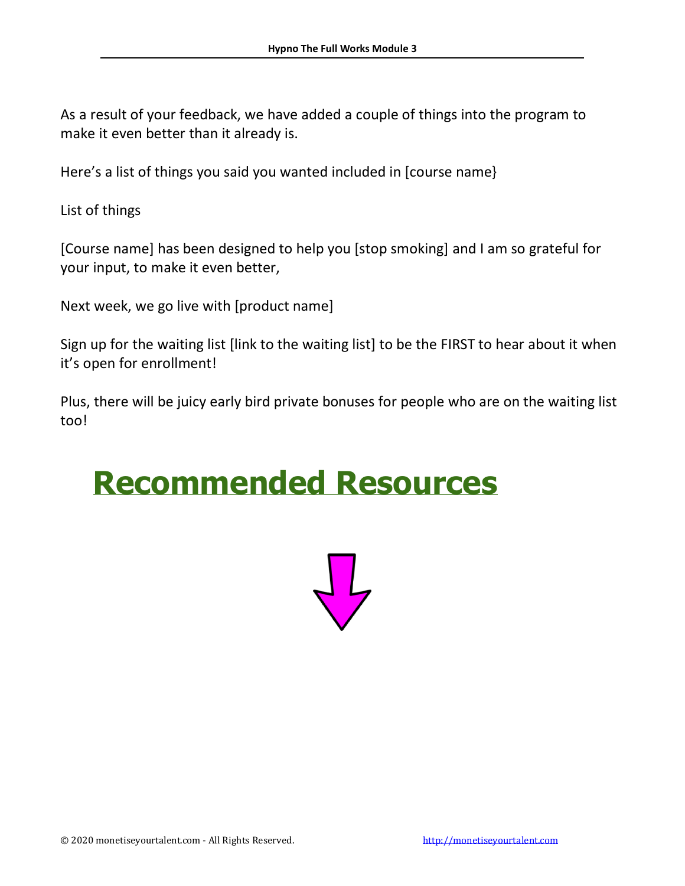As a result of your feedback, we have added a couple of things into the program to make it even better than it already is.

Here's a list of things you said you wanted included in [course name}

List of things

[Course name] has been designed to help you [stop smoking] and I am so grateful for your input, to make it even better,

Next week, we go live with [product name]

Sign up for the waiting list [link to the waiting list] to be the FIRST to hear about it when it's open for enrollment!

Plus, there will be juicy early bird private bonuses for people who are on the waiting list too!

# Recommended Resources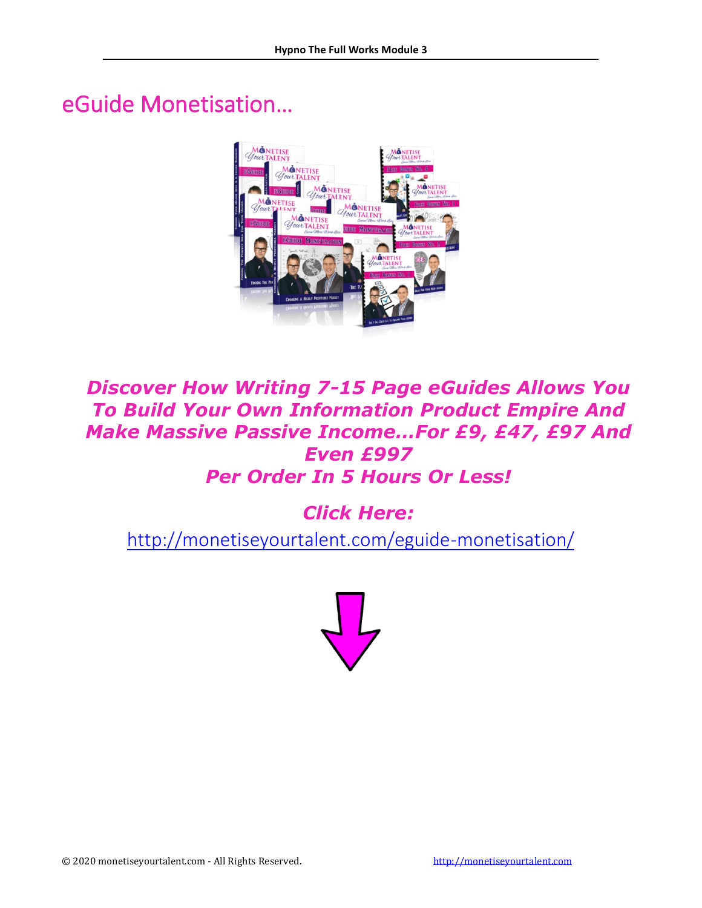# eGuide Monetisation…

***Discover How Writing 7-15 Page eGuides Allows You To Build Your Own Information Product Empire And Make Massive Passive Income…For £9, £47, £97 And Even £997 Per Order In 5 Hours Or Less!***

***Click Here:***

http://monetiseyourtalent.com/eguide-monetisation/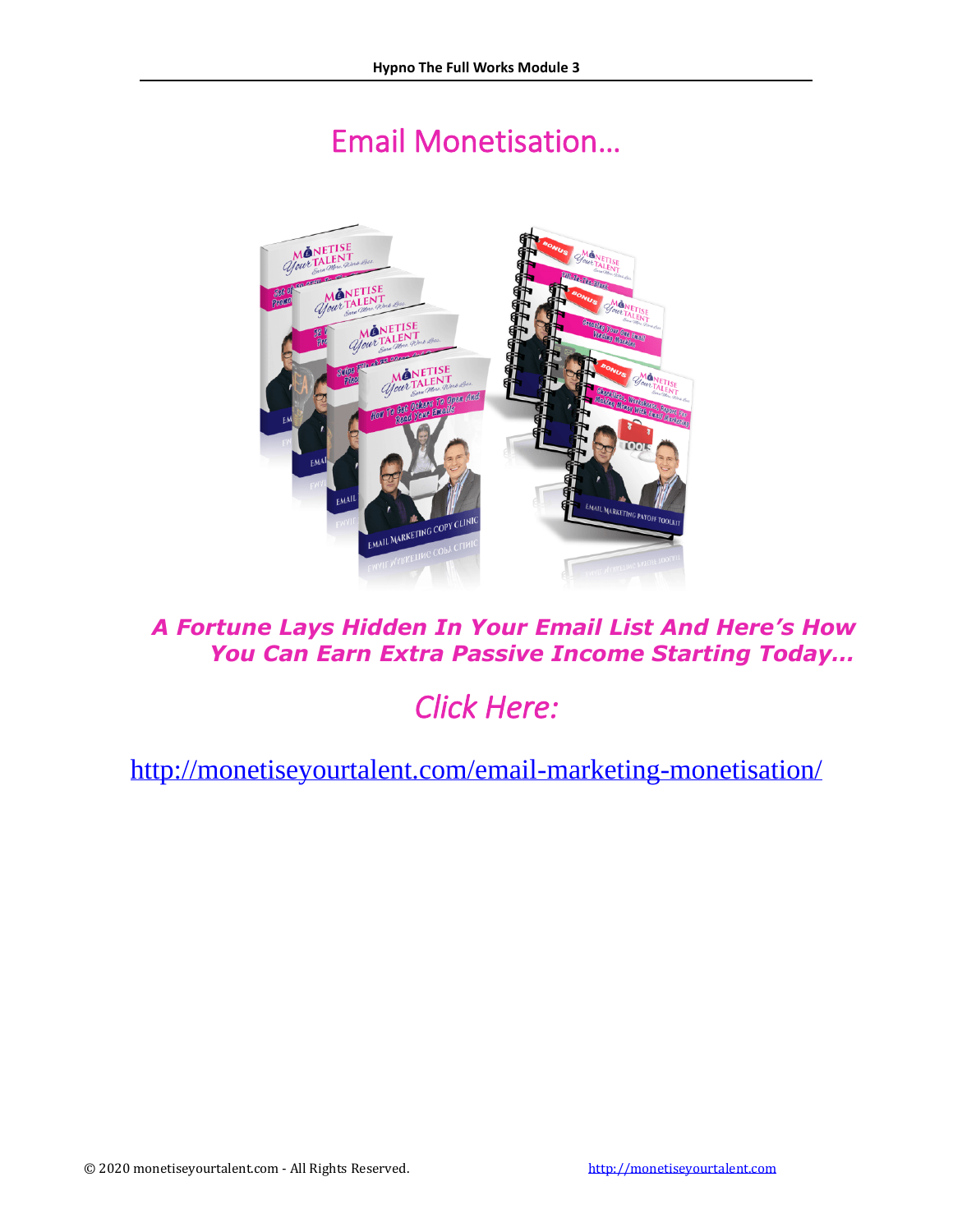# Email Monetisation…

***A Fortune Lays Hidden In Your Email List And Here's How You Can Earn Extra Passive Income Starting Today…***

*Click Here:*

http://monetiseyourtalent.com/email-marketing-monetisation/